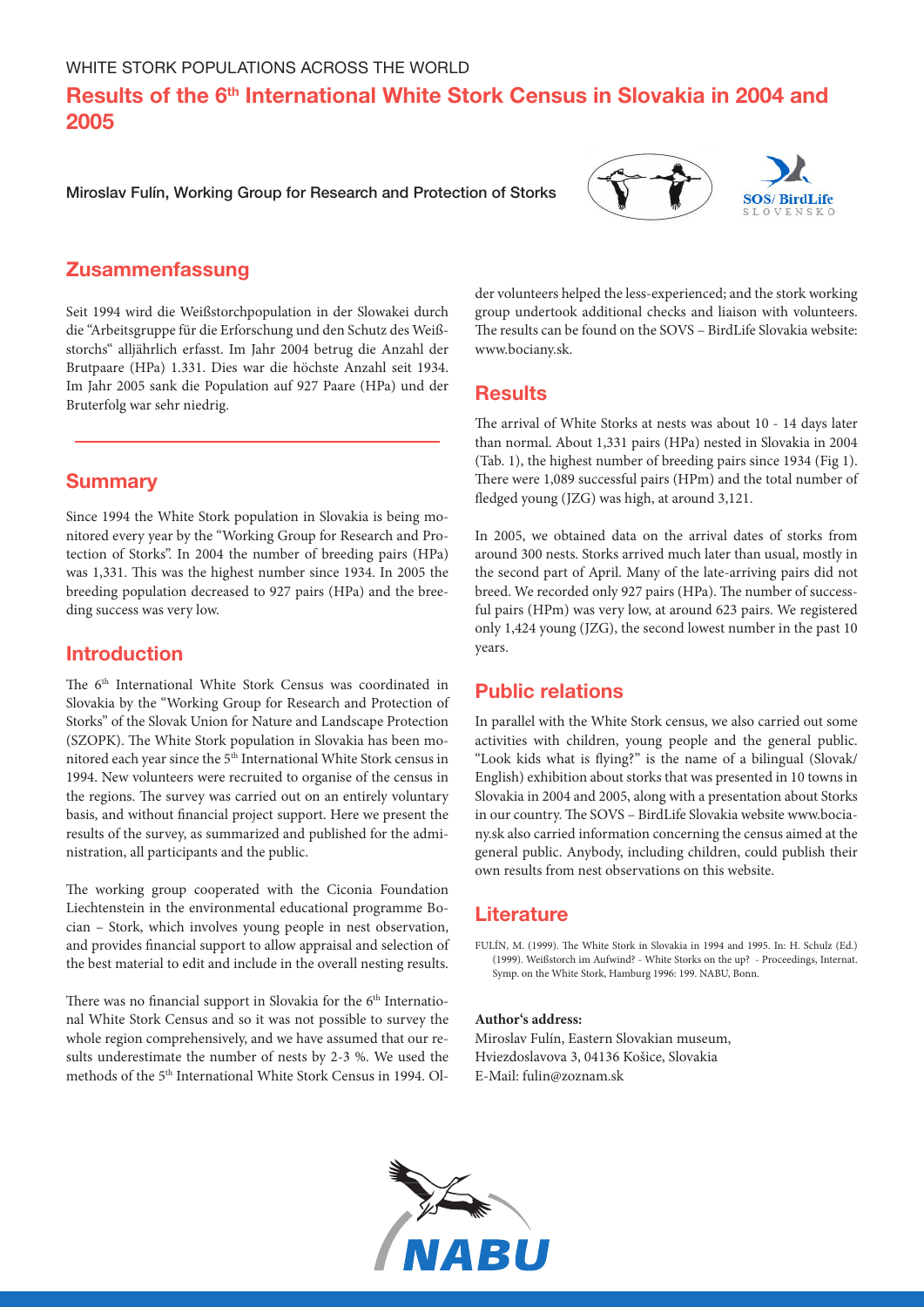WHITE STORK POPULATIONS ACROSS THE WORLD

# Results of the 6th International White Stork Census in Slovakia in 2004 and 2005

**Miroslav Fulín, Working Group for Research and Protection of Storks**

## Zusammenfassung

Seit 1994 wird die Weißstorchpopulation in der Slowakei durch die "Arbeitsgruppe für die Erforschung und den Schutz des Weißstorchs" alljährlich erfasst. Im Jahr 2004 betrug die Anzahl der Brutpaare (HPa) 1.331. Dies war die höchste Anzahl seit 1934. Im Jahr 2005 sank die Population auf 927 Paare (HPa) und der Bruterfolg war sehr niedrig.

## Summary

Since 1994 the White Stork population in Slovakia is being monitored every year by the "Working Group for Research and Protection of Storks". In 2004 the number of breeding pairs (HPa) was 1,331. This was the highest number since 1934. In 2005 the breeding population decreased to 927 pairs (HPa) and the breeding success was very low.

## Introduction

The 6th International White Stork Census was coordinated in Slovakia by the "Working Group for Research and Protection of Storks" of the Slovak Union for Nature and Landscape Protection (SZOPK). The White Stork population in Slovakia has been monitored each year since the 5th International White Stork census in 1994. New volunteers were recruited to organise of the census in the regions. The survey was carried out on an entirely voluntary basis, and without financial project support. Here we present the results of the survey, as summarized and published for the administration, all participants and the public.

The working group cooperated with the Ciconia Foundation Liechtenstein in the environmental educational programme Bocian – Stork, which involves young people in nest observation, and provides financial support to allow appraisal and selection of the best material to edit and include in the overall nesting results.

There was no financial support in Slovakia for the 6th International White Stork Census and so it was not possible to survey the whole region comprehensively, and we have assumed that our results underestimate the number of nests by 2-3 %. We used the methods of the 5th International White Stork Census in 1994. Older volunteers helped the less-experienced; and the stork working group undertook additional checks and liaison with volunteers. The results can be found on the SOVS – BirdLife Slovakia website: www.bociany.sk.

## Results

The arrival of White Storks at nests was about 10 - 14 days later than normal. About 1,331 pairs (HPa) nested in Slovakia in 2004 (Tab. 1), the highest number of breeding pairs since 1934 (Fig 1). There were 1,089 successful pairs (HPm) and the total number of fledged young (JZG) was high, at around 3,121.

In 2005, we obtained data on the arrival dates of storks from around 300 nests. Storks arrived much later than usual, mostly in the second part of April. Many of the late-arriving pairs did not breed. We recorded only 927 pairs (HPa). The number of successful pairs (HPm) was very low, at around 623 pairs. We registered only 1,424 young (JZG), the second lowest number in the past 10 years.

## Public relations

In parallel with the White Stork census, we also carried out some activities with children, young people and the general public. "Look kids what is flying?" is the name of a bilingual (Slovak/English) exhibition about storks that was presented in 10 towns in Slovakia in 2004 and 2005, along with a presentation about Storks in our country. The SOVS – BirdLife Slovakia website www.bociany.sk also carried information concerning the census aimed at the general public. Anybody, including children, could publish their own results from nest observations on this website.

## Literature

FULÍN, M. (1999). The White Stork in Slovakia in 1994 and 1995. In: H. Schulz (Ed.) (1999). Weißstorch im Aufwind? - White Storks on the up? - Proceedings, Internat. Symp. on the White Stork, Hamburg 1996: 199. NABU, Bonn.

**Author's address:**
Miroslav Fulín, Eastern Slovakian museum,
Hviezdoslavova 3, 04136 Košice, Slovakia
E-Mail: fulin@zoznam.sk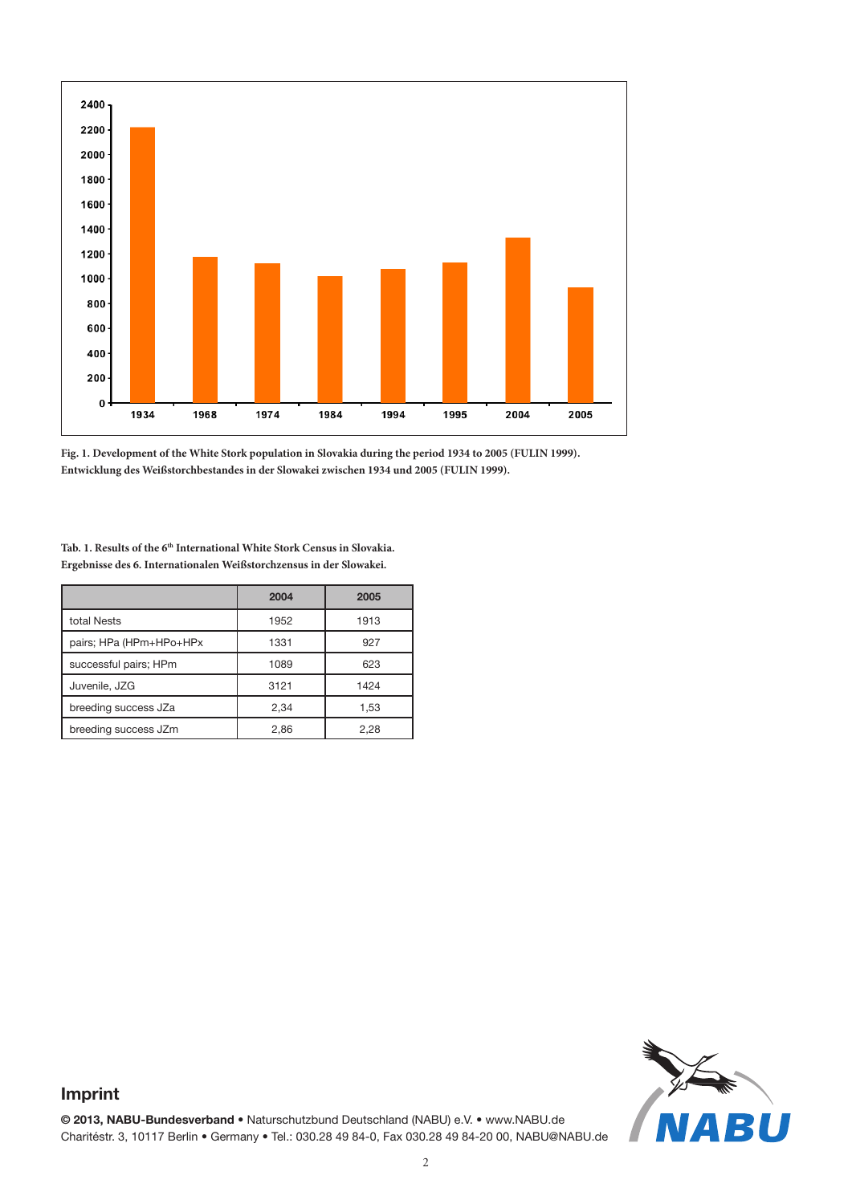2400
2200
2000
1800
1600
1400
1200
1000
800
600
400
200
0

1934 1968 1974 1984 1994 1995 2004 2005

**Fig. 1. Development of the White Stork population in Slovakia during the period 1934 to 2005 (FULIN 1999).**
**Entwicklung des Weißstorchbestandes in der Slowakei zwischen 1934 und 2005 (FULIN 1999).**

**Tab. 1. Results of the 6th International White Stork Census in Slovakia.**
**Ergebnisse des 6. Internationalen Weißstorchzensus in der Slowakei.**

| | 2004 | 2005 |
|---|---|---|
| total Nests | 1952 | 1913 |
| pairs; HPa (HPm+HPo+HPx | 1331 | 927 |
| successful pairs; HPm | 1089 | 623 |
| Juvenile, JZG | 3121 | 1424 |
| breeding success JZa | 2,34 | 1,53 |
| breeding success JZm | 2,86 | 2,28 |

## Imprint

**© 2013, NABU-Bundesverband** • Naturschutzbund Deutschland (NABU) e.V. • www.NABU.de
Charitéstr. 3, 10117 Berlin • Germany • Tel.: 030.28 49 84-0, Fax 030.28 49 84-20 00, NABU@NABU.de